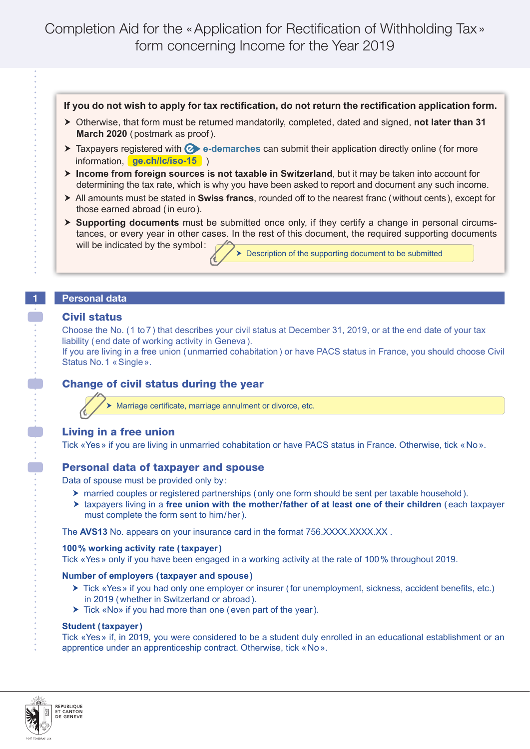# Completion Aid for the « Application for Rectification of Withholding Tax » form concerning Income for the Year 2019

**If you do not wish to apply for tax rectification, do not return the rectification application form.**

- Otherwise, that form must be returned mandatorily, completed, dated and signed, **not later than 31 March 2020** (postmark as proof).
- Taxpayers registered with **e-demarches** can submit their application directly online (for more information, **ge.ch/lc/iso-15** )
- **Income from foreign sources is not taxable in Switzerland**, but it may be taken into account for determining the tax rate, which is why you have been asked to report and document any such income.
- All amounts must be stated in **Swiss francs**, rounded off to the nearest franc (without cents), except for those earned abroad (in euro).
- **Supporting documents** must be submitted once only, if they certify a change in personal circumstances, or every year in other cases. In the rest of this document, the required supporting documents will be indicated by the symbol:
  - Description of the supporting document to be submitted

## 1 Personal data

### Civil status

Choose the No. (1 to 7) that describes your civil status at December 31, 2019, or at the end date of your tax liability (end date of working activity in Geneva).
If you are living in a free union (unmarried cohabitation) or have PACS status in France, you should choose Civil Status No. 1 « Single ».

### Change of civil status during the year

- Marriage certificate, marriage annulment or divorce, etc.

### Living in a free union

Tick «Yes» if you are living in unmarried cohabitation or have PACS status in France. Otherwise, tick « No ».

### Personal data of taxpayer and spouse

Data of spouse must be provided only by:

- married couples or registered partnerships (only one form should be sent per taxable household).
- taxpayers living in a **free union with the mother/father of at least one of their children** (each taxpayer must complete the form sent to him/her).

The **AVS13** No. appears on your insurance card in the format 756.XXXX.XXXX.XX .

**100% working activity rate (taxpayer)**
Tick «Yes» only if you have been engaged in a working activity at the rate of 100% throughout 2019.

**Number of employers (taxpayer and spouse)**

- Tick «Yes» if you had only one employer or insurer (for unemployment, sickness, accident benefits, etc.) in 2019 (whether in Switzerland or abroad).
- Tick «No» if you had more than one (even part of the year).

**Student (taxpayer)**
Tick «Yes» if, in 2019, you were considered to be a student duly enrolled in an educational establishment or an apprentice under an apprenticeship contract. Otherwise, tick « No ».

REPUBLIQUE ET CANTON DE GENEVE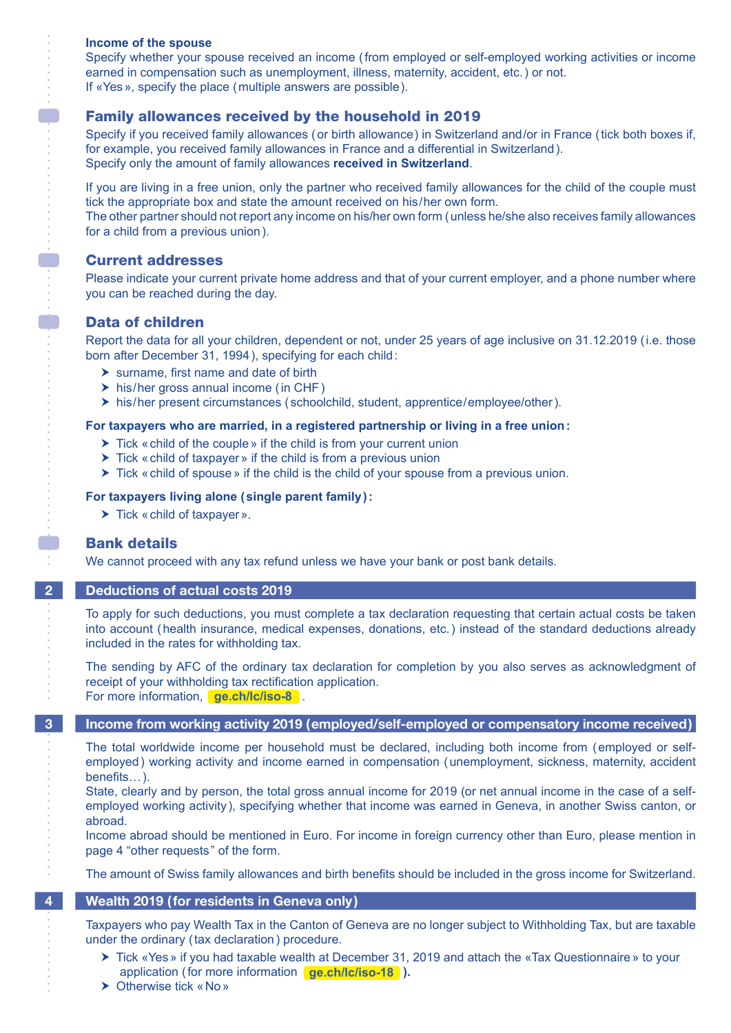**Income of the spouse**

Specify whether your spouse received an income (from employed or self-employed working activities or income earned in compensation such as unemployment, illness, maternity, accident, etc.) or not.
If «Yes», specify the place (multiple answers are possible).

### Family allowances received by the household in 2019

Specify if you received family allowances (or birth allowance) in Switzerland and/or in France (tick both boxes if, for example, you received family allowances in France and a differential in Switzerland).
Specify only the amount of family allowances **received in Switzerland**.

If you are living in a free union, only the partner who received family allowances for the child of the couple must tick the appropriate box and state the amount received on his/her own form.
The other partner should not report any income on his/her own form (unless he/she also receives family allowances for a child from a previous union).

### Current addresses

Please indicate your current private home address and that of your current employer, and a phone number where you can be reached during the day.

### Data of children

Report the data for all your children, dependent or not, under 25 years of age inclusive on 31.12.2019 (i.e. those born after December 31, 1994), specifying for each child:

- surname, first name and date of birth
- his/her gross annual income (in CHF)
- his/her present circumstances (schoolchild, student, apprentice/employee/other).

**For taxpayers who are married, in a registered partnership or living in a free union:**

- Tick «child of the couple» if the child is from your current union
- Tick «child of taxpayer» if the child is from a previous union
- Tick «child of spouse» if the child is the child of your spouse from a previous union.

**For taxpayers living alone (single parent family):**

- Tick «child of taxpayer».

### Bank details

We cannot proceed with any tax refund unless we have your bank or post bank details.

## 2 Deductions of actual costs 2019

To apply for such deductions, you must complete a tax declaration requesting that certain actual costs be taken into account (health insurance, medical expenses, donations, etc.) instead of the standard deductions already included in the rates for withholding tax.

The sending by AFC of the ordinary tax declaration for completion by you also serves as acknowledgment of receipt of your withholding tax rectification application.
For more information, **ge.ch/lc/iso-8** .

## 3 Income from working activity 2019 (employed/self-employed or compensatory income received)

The total worldwide income per household must be declared, including both income from (employed or self-employed) working activity and income earned in compensation (unemployment, sickness, maternity, accident benefits…).
State, clearly and by person, the total gross annual income for 2019 (or net annual income in the case of a self-employed working activity), specifying whether that income was earned in Geneva, in another Swiss canton, or abroad.
Income abroad should be mentioned in Euro. For income in foreign currency other than Euro, please mention in page 4 "other requests" of the form.

The amount of Swiss family allowances and birth benefits should be included in the gross income for Switzerland.

## 4 Wealth 2019 (for residents in Geneva only)

Taxpayers who pay Wealth Tax in the Canton of Geneva are no longer subject to Withholding Tax, but are taxable under the ordinary (tax declaration) procedure.

- Tick «Yes» if you had taxable wealth at December 31, 2019 and attach the «Tax Questionnaire» to your application (for more information **ge.ch/lc/iso-18** ).
- Otherwise tick «No»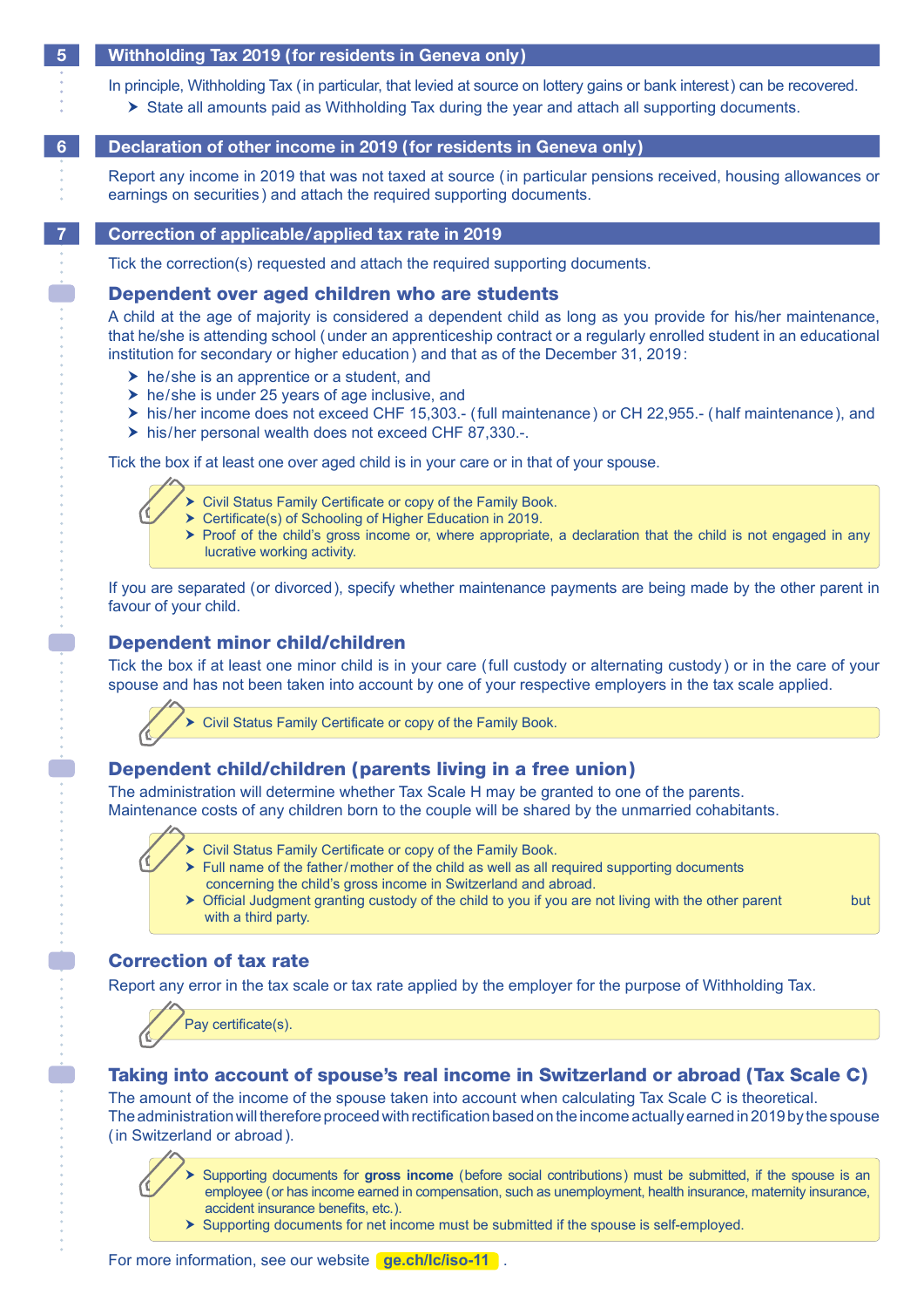## 5 Withholding Tax 2019 (for residents in Geneva only)

In principle, Withholding Tax (in particular, that levied at source on lottery gains or bank interest) can be recovered.

- State all amounts paid as Withholding Tax during the year and attach all supporting documents.

## 6 Declaration of other income in 2019 (for residents in Geneva only)

Report any income in 2019 that was not taxed at source (in particular pensions received, housing allowances or earnings on securities) and attach the required supporting documents.

## 7 Correction of applicable/applied tax rate in 2019

Tick the correction(s) requested and attach the required supporting documents.

### Dependent over aged children who are students

A child at the age of majority is considered a dependent child as long as you provide for his/her maintenance, that he/she is attending school (under an apprenticeship contract or a regularly enrolled student in an educational institution for secondary or higher education) and that as of the December 31, 2019:

- he/she is an apprentice or a student, and
- he/she is under 25 years of age inclusive, and
- his/her income does not exceed CHF 15,303.- (full maintenance) or CH 22,955.- (half maintenance), and
- his/her personal wealth does not exceed CHF 87,330.-.

Tick the box if at least one over aged child is in your care or in that of your spouse.

- Civil Status Family Certificate or copy of the Family Book.
- Certificate(s) of Schooling of Higher Education in 2019.
- Proof of the child's gross income or, where appropriate, a declaration that the child is not engaged in any lucrative working activity.

If you are separated (or divorced), specify whether maintenance payments are being made by the other parent in favour of your child.

### Dependent minor child/children

Tick the box if at least one minor child is in your care (full custody or alternating custody) or in the care of your spouse and has not been taken into account by one of your respective employers in the tax scale applied.

- Civil Status Family Certificate or copy of the Family Book.

### Dependent child/children (parents living in a free union)

The administration will determine whether Tax Scale H may be granted to one of the parents.
Maintenance costs of any children born to the couple will be shared by the unmarried cohabitants.

- Civil Status Family Certificate or copy of the Family Book.
- Full name of the father/mother of the child as well as all required supporting documents concerning the child's gross income in Switzerland and abroad.
- Official Judgment granting custody of the child to you if you are not living with the other parent but with a third party.

### Correction of tax rate

Report any error in the tax scale or tax rate applied by the employer for the purpose of Withholding Tax.

Pay certificate(s).

### Taking into account of spouse's real income in Switzerland or abroad (Tax Scale C)

The amount of the income of the spouse taken into account when calculating Tax Scale C is theoretical.
The administration will therefore proceed with rectification based on the income actually earned in 2019 by the spouse (in Switzerland or abroad).

- Supporting documents for **gross income** (before social contributions) must be submitted, if the spouse is an employee (or has income earned in compensation, such as unemployment, health insurance, maternity insurance, accident insurance benefits, etc.).
- Supporting documents for net income must be submitted if the spouse is self-employed.

For more information, see our website **ge.ch/lc/iso-11** .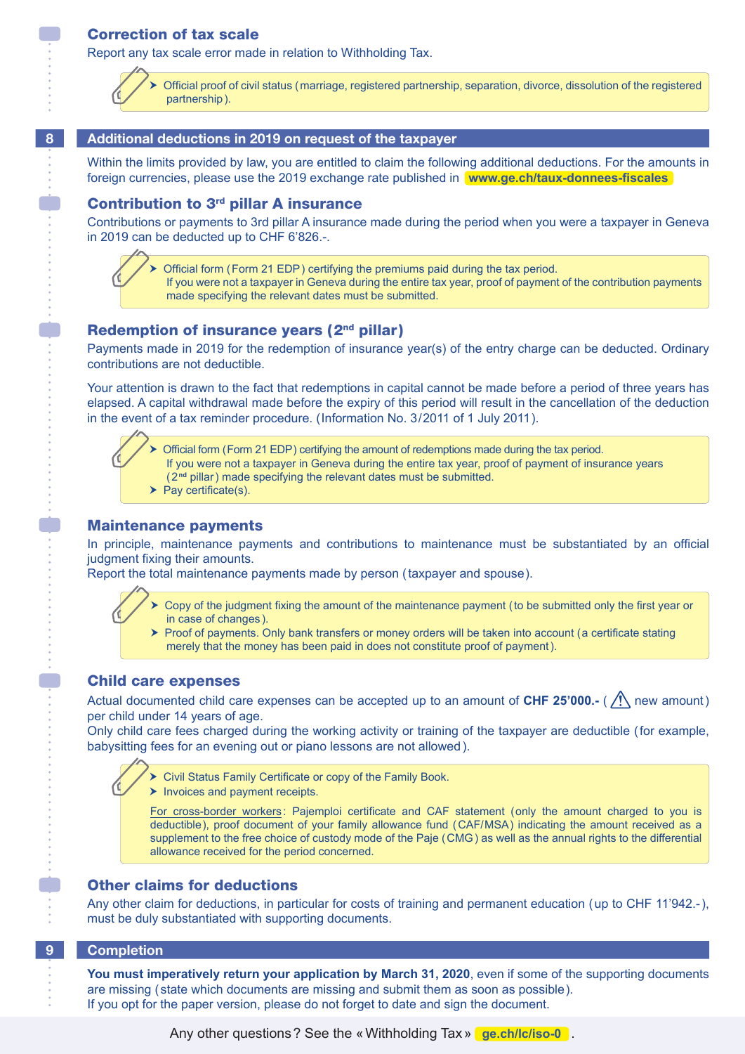### Correction of tax scale

Report any tax scale error made in relation to Withholding Tax.

- Official proof of civil status (marriage, registered partnership, separation, divorce, dissolution of the registered partnership).

## 8 Additional deductions in 2019 on request of the taxpayer

Within the limits provided by law, you are entitled to claim the following additional deductions. For the amounts in foreign currencies, please use the 2019 exchange rate published in www.ge.ch/taux-donnees-fiscales

### Contribution to 3rd pillar A insurance

Contributions or payments to 3rd pillar A insurance made during the period when you were a taxpayer in Geneva in 2019 can be deducted up to CHF 6'826.-.

- Official form (Form 21 EDP) certifying the premiums paid during the tax period.
  If you were not a taxpayer in Geneva during the entire tax year, proof of payment of the contribution payments made specifying the relevant dates must be submitted.

### Redemption of insurance years (2nd pillar)

Payments made in 2019 for the redemption of insurance year(s) of the entry charge can be deducted. Ordinary contributions are not deductible.

Your attention is drawn to the fact that redemptions in capital cannot be made before a period of three years has elapsed. A capital withdrawal made before the expiry of this period will result in the cancellation of the deduction in the event of a tax reminder procedure. (Information No. 3/2011 of 1 July 2011).

- Official form (Form 21 EDP) certifying the amount of redemptions made during the tax period.
  If you were not a taxpayer in Geneva during the entire tax year, proof of payment of insurance years (2nd pillar) made specifying the relevant dates must be submitted.
- Pay certificate(s).

### Maintenance payments

In principle, maintenance payments and contributions to maintenance must be substantiated by an official judgment fixing their amounts.
Report the total maintenance payments made by person (taxpayer and spouse).

- Copy of the judgment fixing the amount of the maintenance payment (to be submitted only the first year or in case of changes).
- Proof of payments. Only bank transfers or money orders will be taken into account (a certificate stating merely that the money has been paid in does not constitute proof of payment).

### Child care expenses

Actual documented child care expenses can be accepted up to an amount of **CHF 25'000.-** (⚠ new amount) per child under 14 years of age.
Only child care fees charged during the working activity or training of the taxpayer are deductible (for example, babysitting fees for an evening out or piano lessons are not allowed).

- Civil Status Family Certificate or copy of the Family Book.
- Invoices and payment receipts.

For cross-border workers: Pajemploi certificate and CAF statement (only the amount charged to you is deductible), proof document of your family allowance fund (CAF/MSA) indicating the amount received as a supplement to the free choice of custody mode of the Paje (CMG) as well as the annual rights to the differential allowance received for the period concerned.

### Other claims for deductions

Any other claim for deductions, in particular for costs of training and permanent education (up to CHF 11'942.-), must be duly substantiated with supporting documents.

## 9 Completion

**You must imperatively return your application by March 31, 2020**, even if some of the supporting documents are missing (state which documents are missing and submit them as soon as possible).
If you opt for the paper version, please do not forget to date and sign the document.

Any other questions? See the «Withholding Tax» ge.ch/lc/iso-0 .